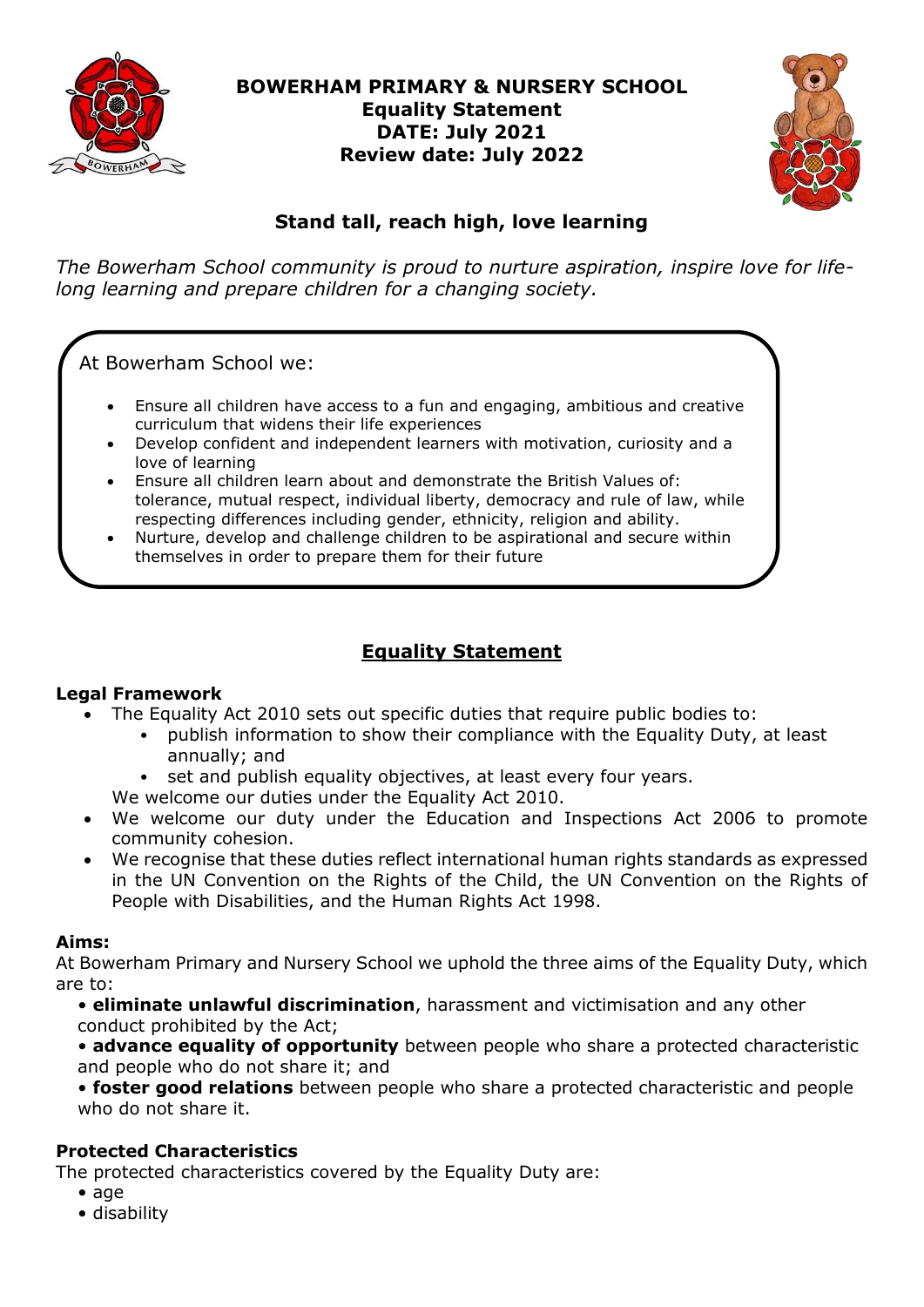# BOWERHAM PRIMARY & NURSERY SCHOOL
**Equality Statement**
**DATE: July 2021**
**Review date: July 2022**

## Stand tall, reach high, love learning

*The Bowerham School community is proud to nurture aspiration, inspire love for life-long learning and prepare children for a changing society.*

At Bowerham School we:

- Ensure all children have access to a fun and engaging, ambitious and creative curriculum that widens their life experiences
- Develop confident and independent learners with motivation, curiosity and a love of learning
- Ensure all children learn about and demonstrate the British Values of: tolerance, mutual respect, individual liberty, democracy and rule of law, while respecting differences including gender, ethnicity, religion and ability.
- Nurture, develop and challenge children to be aspirational and secure within themselves in order to prepare them for their future

## Equality Statement

### Legal Framework

- The Equality Act 2010 sets out specific duties that require public bodies to:
  - publish information to show their compliance with the Equality Duty, at least annually; and
  - set and publish equality objectives, at least every four years.

  We welcome our duties under the Equality Act 2010.
- We welcome our duty under the Education and Inspections Act 2006 to promote community cohesion.
- We recognise that these duties reflect international human rights standards as expressed in the UN Convention on the Rights of the Child, the UN Convention on the Rights of People with Disabilities, and the Human Rights Act 1998.

### Aims:

At Bowerham Primary and Nursery School we uphold the three aims of the Equality Duty, which are to:

- **eliminate unlawful discrimination**, harassment and victimisation and any other conduct prohibited by the Act;
- **advance equality of opportunity** between people who share a protected characteristic and people who do not share it; and
- **foster good relations** between people who share a protected characteristic and people who do not share it.

### Protected Characteristics

The protected characteristics covered by the Equality Duty are:

- age
- disability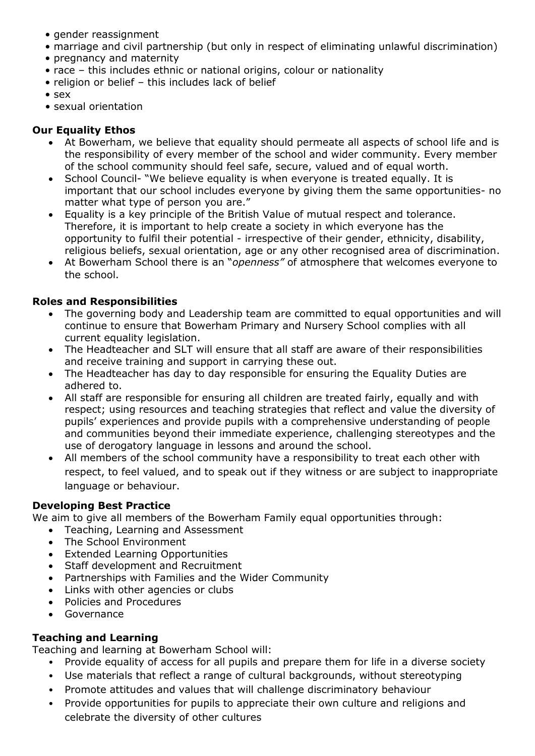- gender reassignment
- marriage and civil partnership (but only in respect of eliminating unlawful discrimination)
- pregnancy and maternity
- race – this includes ethnic or national origins, colour or nationality
- religion or belief – this includes lack of belief
- sex
- sexual orientation

**Our Equality Ethos**

- At Bowerham, we believe that equality should permeate all aspects of school life and is the responsibility of every member of the school and wider community. Every member of the school community should feel safe, secure, valued and of equal worth.
- School Council- "We believe equality is when everyone is treated equally. It is important that our school includes everyone by giving them the same opportunities- no matter what type of person you are."
- Equality is a key principle of the British Value of mutual respect and tolerance. Therefore, it is important to help create a society in which everyone has the opportunity to fulfil their potential - irrespective of their gender, ethnicity, disability, religious beliefs, sexual orientation, age or any other recognised area of discrimination.
- At Bowerham School there is an "*openness"* of atmosphere that welcomes everyone to the school.

**Roles and Responsibilities**

- The governing body and Leadership team are committed to equal opportunities and will continue to ensure that Bowerham Primary and Nursery School complies with all current equality legislation.
- The Headteacher and SLT will ensure that all staff are aware of their responsibilities and receive training and support in carrying these out.
- The Headteacher has day to day responsible for ensuring the Equality Duties are adhered to.
- All staff are responsible for ensuring all children are treated fairly, equally and with respect; using resources and teaching strategies that reflect and value the diversity of pupils' experiences and provide pupils with a comprehensive understanding of people and communities beyond their immediate experience, challenging stereotypes and the use of derogatory language in lessons and around the school.
- All members of the school community have a responsibility to treat each other with respect, to feel valued, and to speak out if they witness or are subject to inappropriate language or behaviour.

**Developing Best Practice**

We aim to give all members of the Bowerham Family equal opportunities through:

- Teaching, Learning and Assessment
- The School Environment
- Extended Learning Opportunities
- Staff development and Recruitment
- Partnerships with Families and the Wider Community
- Links with other agencies or clubs
- Policies and Procedures
- Governance

**Teaching and Learning**

Teaching and learning at Bowerham School will:

- Provide equality of access for all pupils and prepare them for life in a diverse society
- Use materials that reflect a range of cultural backgrounds, without stereotyping
- Promote attitudes and values that will challenge discriminatory behaviour
- Provide opportunities for pupils to appreciate their own culture and religions and celebrate the diversity of other cultures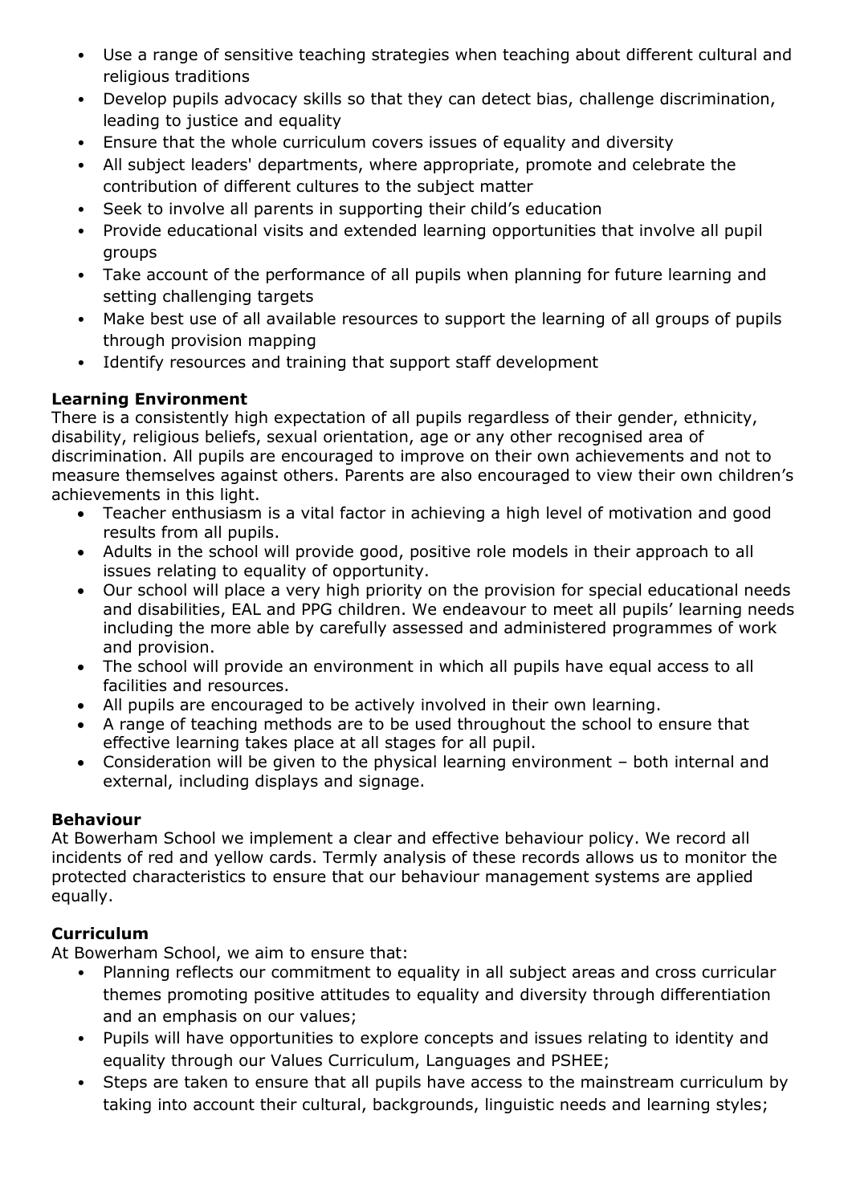- Use a range of sensitive teaching strategies when teaching about different cultural and religious traditions
- Develop pupils advocacy skills so that they can detect bias, challenge discrimination, leading to justice and equality
- Ensure that the whole curriculum covers issues of equality and diversity
- All subject leaders' departments, where appropriate, promote and celebrate the contribution of different cultures to the subject matter
- Seek to involve all parents in supporting their child's education
- Provide educational visits and extended learning opportunities that involve all pupil groups
- Take account of the performance of all pupils when planning for future learning and setting challenging targets
- Make best use of all available resources to support the learning of all groups of pupils through provision mapping
- Identify resources and training that support staff development

**Learning Environment**

There is a consistently high expectation of all pupils regardless of their gender, ethnicity, disability, religious beliefs, sexual orientation, age or any other recognised area of discrimination. All pupils are encouraged to improve on their own achievements and not to measure themselves against others. Parents are also encouraged to view their own children's achievements in this light.

- Teacher enthusiasm is a vital factor in achieving a high level of motivation and good results from all pupils.
- Adults in the school will provide good, positive role models in their approach to all issues relating to equality of opportunity.
- Our school will place a very high priority on the provision for special educational needs and disabilities, EAL and PPG children. We endeavour to meet all pupils' learning needs including the more able by carefully assessed and administered programmes of work and provision.
- The school will provide an environment in which all pupils have equal access to all facilities and resources.
- All pupils are encouraged to be actively involved in their own learning.
- A range of teaching methods are to be used throughout the school to ensure that effective learning takes place at all stages for all pupil.
- Consideration will be given to the physical learning environment – both internal and external, including displays and signage.

**Behaviour**

At Bowerham School we implement a clear and effective behaviour policy. We record all incidents of red and yellow cards. Termly analysis of these records allows us to monitor the protected characteristics to ensure that our behaviour management systems are applied equally.

**Curriculum**

At Bowerham School, we aim to ensure that:

- Planning reflects our commitment to equality in all subject areas and cross curricular themes promoting positive attitudes to equality and diversity through differentiation and an emphasis on our values;
- Pupils will have opportunities to explore concepts and issues relating to identity and equality through our Values Curriculum, Languages and PSHEE;
- Steps are taken to ensure that all pupils have access to the mainstream curriculum by taking into account their cultural, backgrounds, linguistic needs and learning styles;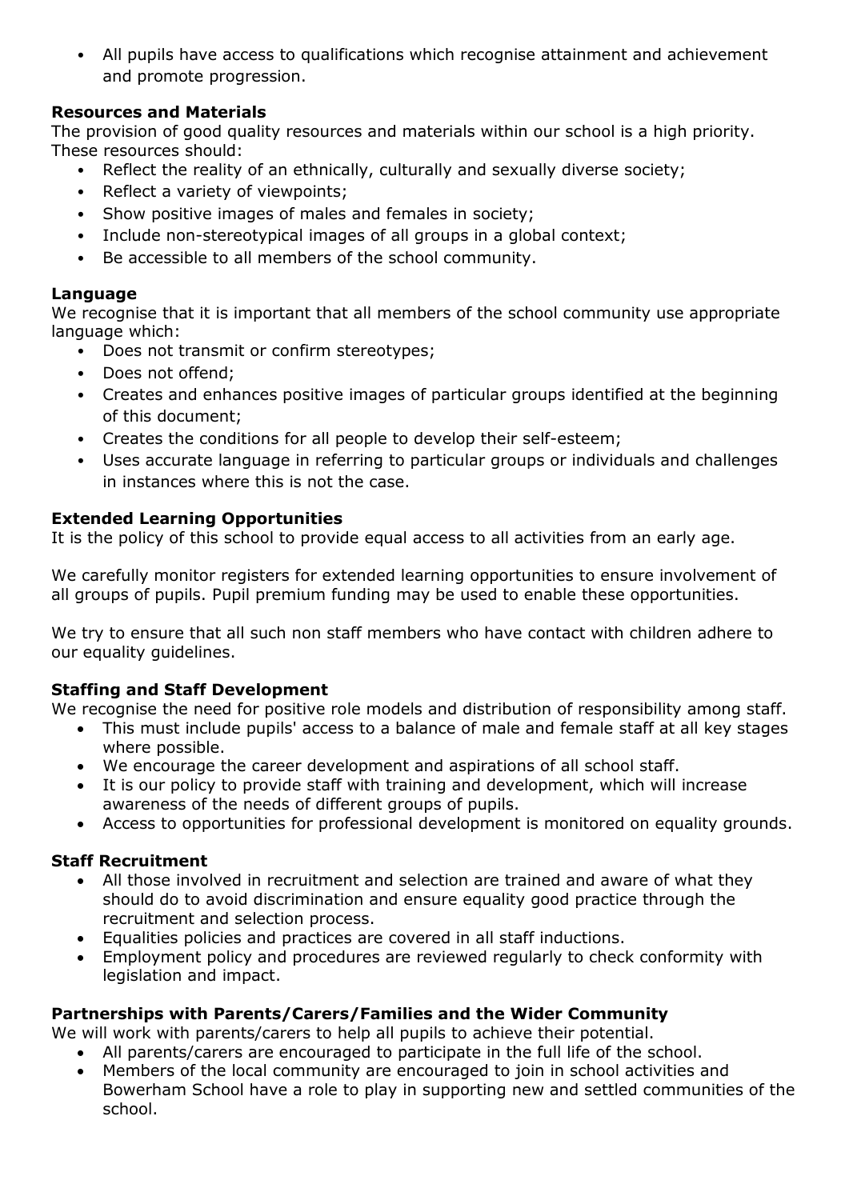- All pupils have access to qualifications which recognise attainment and achievement and promote progression.

**Resources and Materials**

The provision of good quality resources and materials within our school is a high priority. These resources should:

- Reflect the reality of an ethnically, culturally and sexually diverse society;
- Reflect a variety of viewpoints;
- Show positive images of males and females in society;
- Include non-stereotypical images of all groups in a global context;
- Be accessible to all members of the school community.

**Language**

We recognise that it is important that all members of the school community use appropriate language which:

- Does not transmit or confirm stereotypes;
- Does not offend;
- Creates and enhances positive images of particular groups identified at the beginning of this document;
- Creates the conditions for all people to develop their self-esteem;
- Uses accurate language in referring to particular groups or individuals and challenges in instances where this is not the case.

**Extended Learning Opportunities**

It is the policy of this school to provide equal access to all activities from an early age.

We carefully monitor registers for extended learning opportunities to ensure involvement of all groups of pupils. Pupil premium funding may be used to enable these opportunities.

We try to ensure that all such non staff members who have contact with children adhere to our equality guidelines.

**Staffing and Staff Development**

We recognise the need for positive role models and distribution of responsibility among staff.

- This must include pupils' access to a balance of male and female staff at all key stages where possible.
- We encourage the career development and aspirations of all school staff.
- It is our policy to provide staff with training and development, which will increase awareness of the needs of different groups of pupils.
- Access to opportunities for professional development is monitored on equality grounds.

**Staff Recruitment**

- All those involved in recruitment and selection are trained and aware of what they should do to avoid discrimination and ensure equality good practice through the recruitment and selection process.
- Equalities policies and practices are covered in all staff inductions.
- Employment policy and procedures are reviewed regularly to check conformity with legislation and impact.

**Partnerships with Parents/Carers/Families and the Wider Community**

We will work with parents/carers to help all pupils to achieve their potential.

- All parents/carers are encouraged to participate in the full life of the school.
- Members of the local community are encouraged to join in school activities and Bowerham School have a role to play in supporting new and settled communities of the school.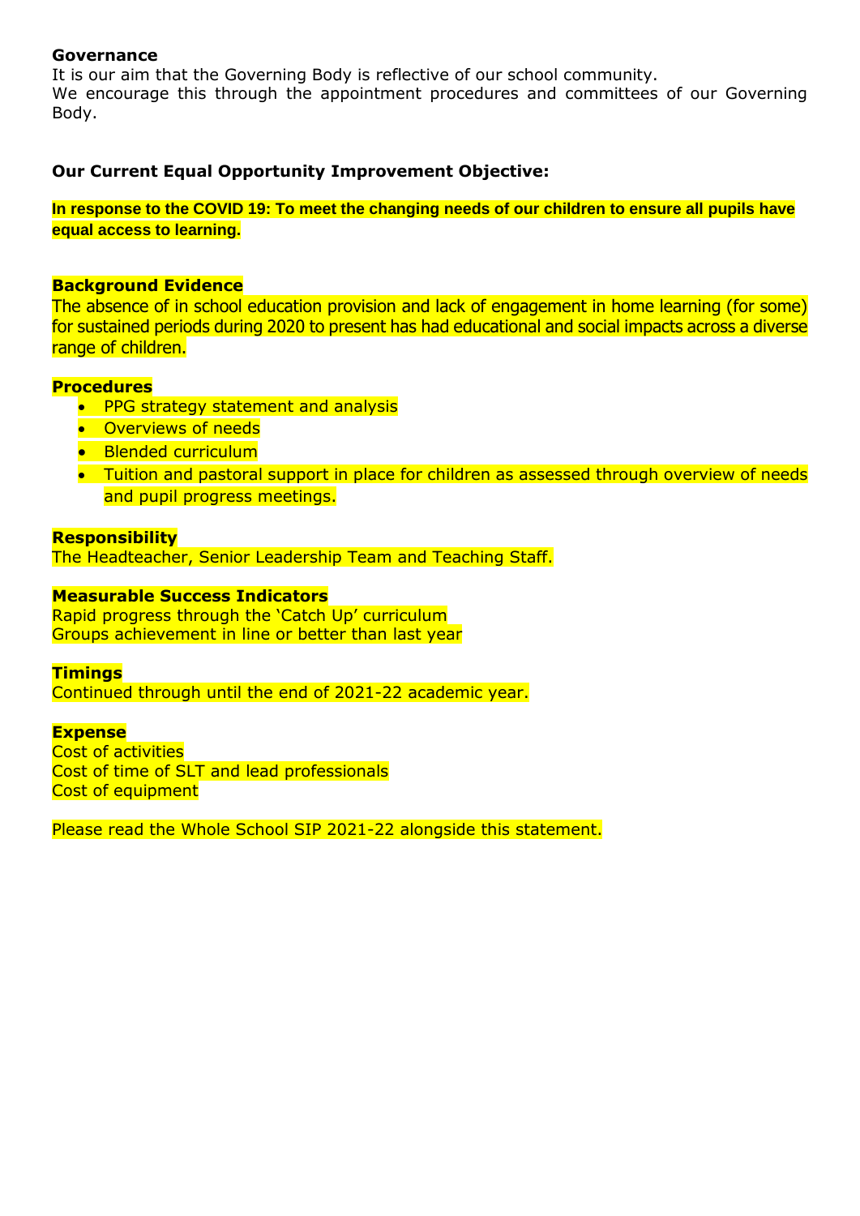**Governance**
It is our aim that the Governing Body is reflective of our school community.
We encourage this through the appointment procedures and committees of our Governing Body.

**Our Current Equal Opportunity Improvement Objective:**

**In response to the COVID 19: To meet the changing needs of our children to ensure all pupils have equal access to learning.**

**Background Evidence**
The absence of in school education provision and lack of engagement in home learning (for some) for sustained periods during 2020 to present has had educational and social impacts across a diverse range of children.

**Procedures**
- PPG strategy statement and analysis
- Overviews of needs
- Blended curriculum
- Tuition and pastoral support in place for children as assessed through overview of needs and pupil progress meetings.

**Responsibility**
The Headteacher, Senior Leadership Team and Teaching Staff.

**Measurable Success Indicators**
Rapid progress through the 'Catch Up' curriculum
Groups achievement in line or better than last year

**Timings**
Continued through until the end of 2021-22 academic year.

**Expense**
Cost of activities
Cost of time of SLT and lead professionals
Cost of equipment

Please read the Whole School SIP 2021-22 alongside this statement.